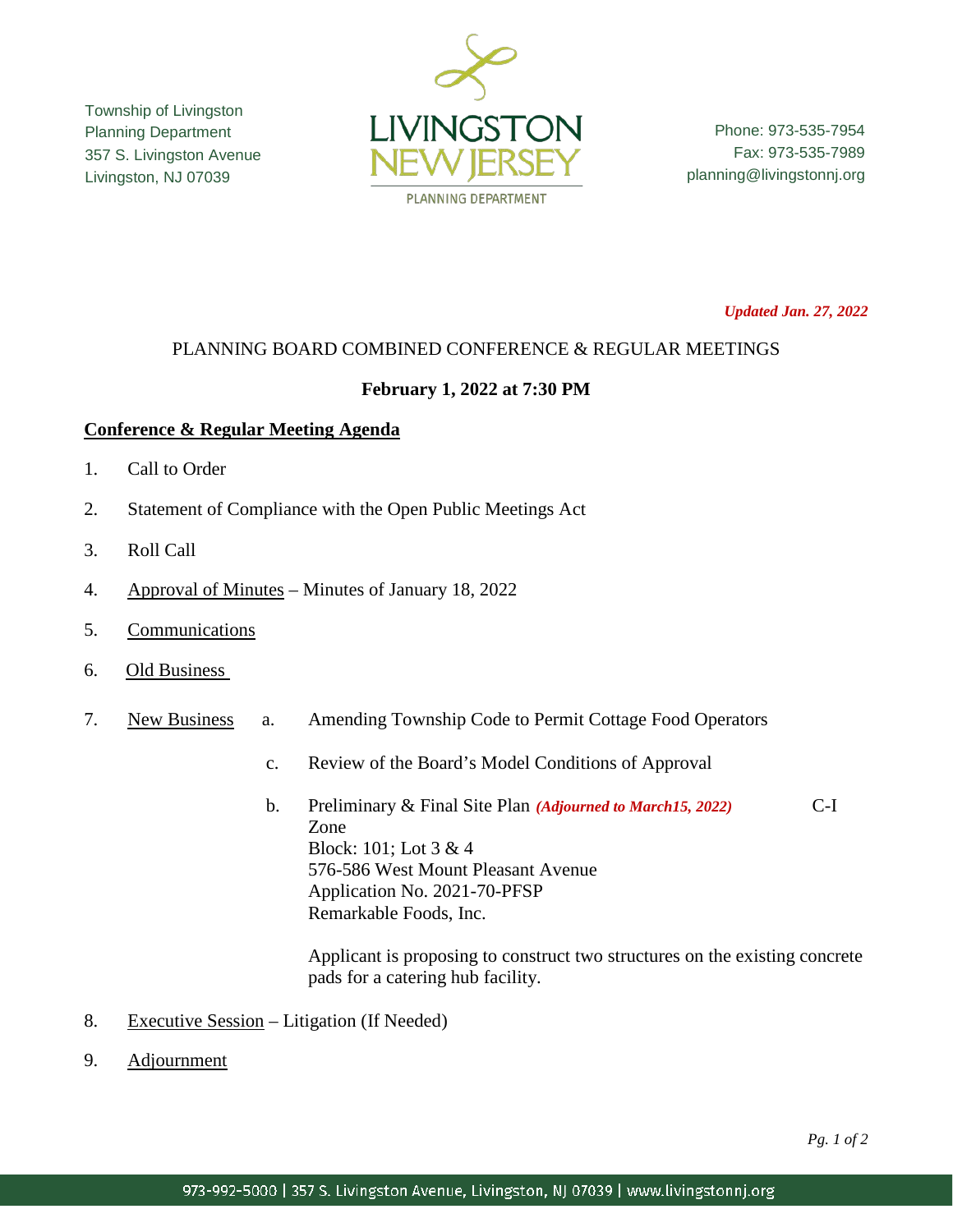Township of Livingston
Planning Department
357 S. Livingston Avenue
Livingston, NJ 07039

LIVINGSTON NEW JERSEY
PLANNING DEPARTMENT

Phone: 973-535-7954
Fax: 973-535-7989
planning@livingstonnj.org

***Updated Jan. 27, 2022***

PLANNING BOARD COMBINED CONFERENCE & REGULAR MEETINGS

**February 1, 2022 at 7:30 PM**

**Conference & Regular Meeting Agenda**

1. Call to Order

2. Statement of Compliance with the Open Public Meetings Act

3. Roll Call

4. Approval of Minutes – Minutes of January 18, 2022

5. Communications

6. Old Business

7. New Business
   - a. Amending Township Code to Permit Cottage Food Operators
   - c. Review of the Board's Model Conditions of Approval
   - b. Preliminary & Final Site Plan ***(Adjourned to March15, 2022)*** C-I Zone
     Block: 101; Lot 3 & 4
     576-586 West Mount Pleasant Avenue
     Application No. 2021-70-PFSP
     Remarkable Foods, Inc.

     Applicant is proposing to construct two structures on the existing concrete pads for a catering hub facility.

8. Executive Session – Litigation (If Needed)

9. Adjournment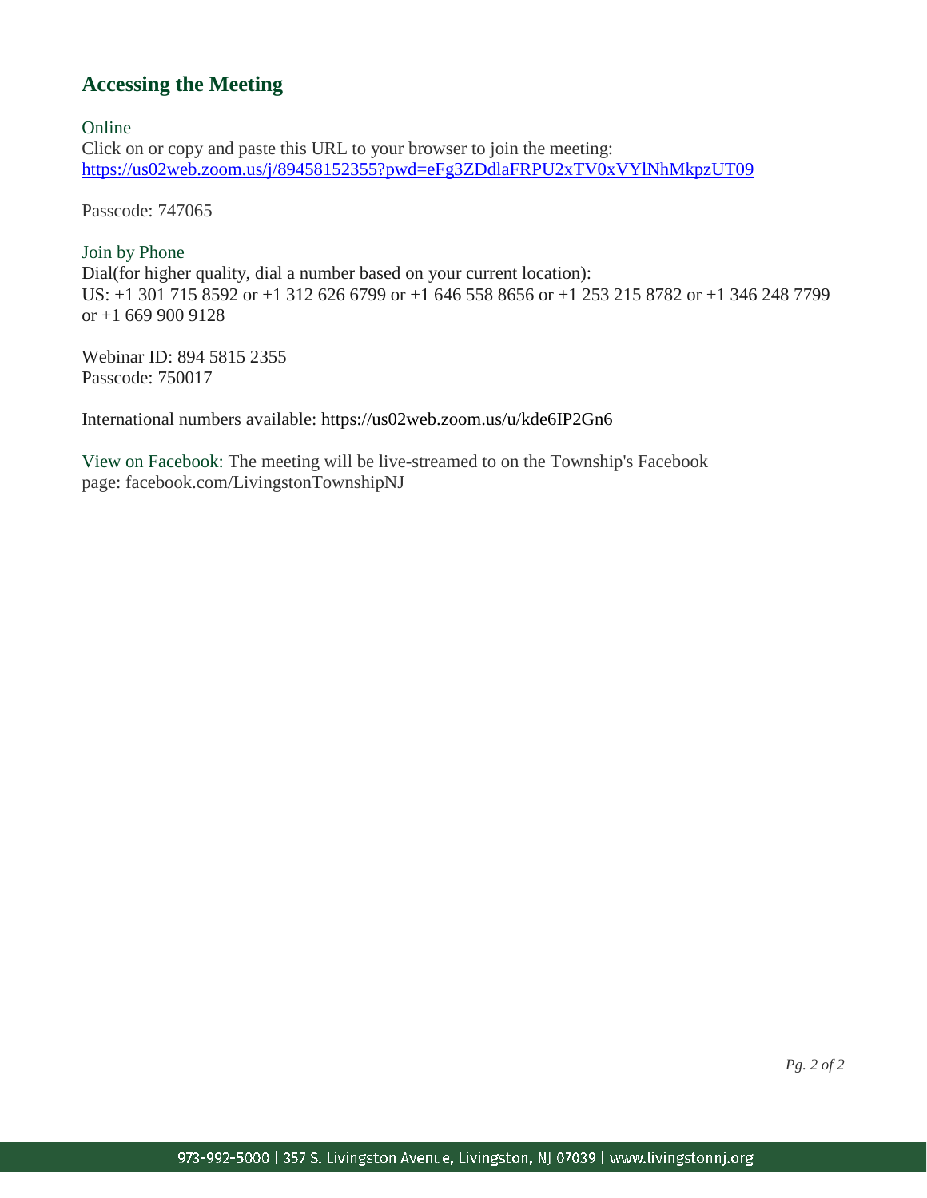## Accessing the Meeting

Online
Click on or copy and paste this URL to your browser to join the meeting:
https://us02web.zoom.us/j/89458152355?pwd=eFg3ZDdlaFRPU2xTV0xVYlNhMkpzUT09

Passcode: 747065

Join by Phone
Dial(for higher quality, dial a number based on your current location):
US: +1 301 715 8592 or +1 312 626 6799 or +1 646 558 8656 or +1 253 215 8782 or +1 346 248 7799 or +1 669 900 9128

Webinar ID: 894 5815 2355
Passcode: 750017

International numbers available: https://us02web.zoom.us/u/kde6IP2Gn6

View on Facebook: The meeting will be live-streamed to on the Township's Facebook page: facebook.com/LivingstonTownshipNJ

973-992-5000 | 357 S. Livingston Avenue, Livingston, NJ 07039 | www.livingstonnj.org